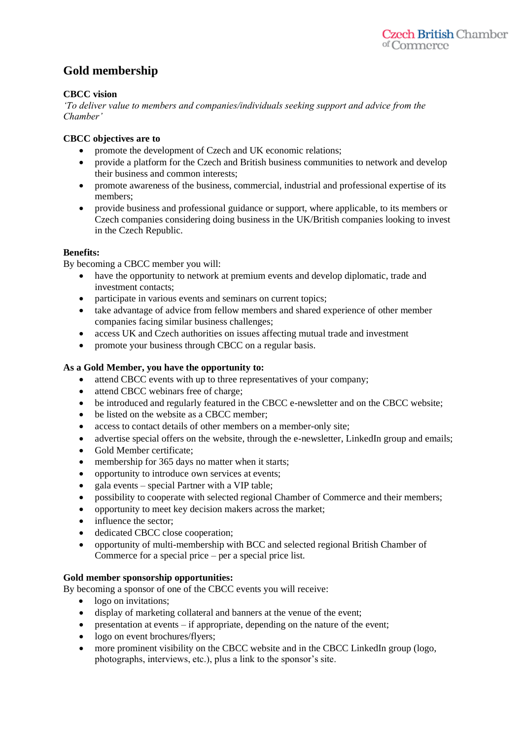# Gold membership

**CBCC vision**

*'To deliver value to members and companies/individuals seeking support and advice from the Chamber'*

**CBCC objectives are to**

- promote the development of Czech and UK economic relations;
- provide a platform for the Czech and British business communities to network and develop their business and common interests;
- promote awareness of the business, commercial, industrial and professional expertise of its members;
- provide business and professional guidance or support, where applicable, to its members or Czech companies considering doing business in the UK/British companies looking to invest in the Czech Republic.

**Benefits:**

By becoming a CBCC member you will:

- have the opportunity to network at premium events and develop diplomatic, trade and investment contacts;
- participate in various events and seminars on current topics;
- take advantage of advice from fellow members and shared experience of other member companies facing similar business challenges;
- access UK and Czech authorities on issues affecting mutual trade and investment
- promote your business through CBCC on a regular basis.

**As a Gold Member, you have the opportunity to:**

- attend CBCC events with up to three representatives of your company;
- attend CBCC webinars free of charge;
- be introduced and regularly featured in the CBCC e-newsletter and on the CBCC website;
- be listed on the website as a CBCC member;
- access to contact details of other members on a member-only site;
- advertise special offers on the website, through the e-newsletter, LinkedIn group and emails;
- Gold Member certificate;
- membership for 365 days no matter when it starts;
- opportunity to introduce own services at events;
- gala events – special Partner with a VIP table;
- possibility to cooperate with selected regional Chamber of Commerce and their members;
- opportunity to meet key decision makers across the market;
- influence the sector;
- dedicated CBCC close cooperation;
- opportunity of multi-membership with BCC and selected regional British Chamber of Commerce for a special price – per a special price list.

**Gold member sponsorship opportunities:**

By becoming a sponsor of one of the CBCC events you will receive:

- logo on invitations;
- display of marketing collateral and banners at the venue of the event;
- presentation at events – if appropriate, depending on the nature of the event;
- logo on event brochures/flyers;
- more prominent visibility on the CBCC website and in the CBCC LinkedIn group (logo, photographs, interviews, etc.), plus a link to the sponsor's site.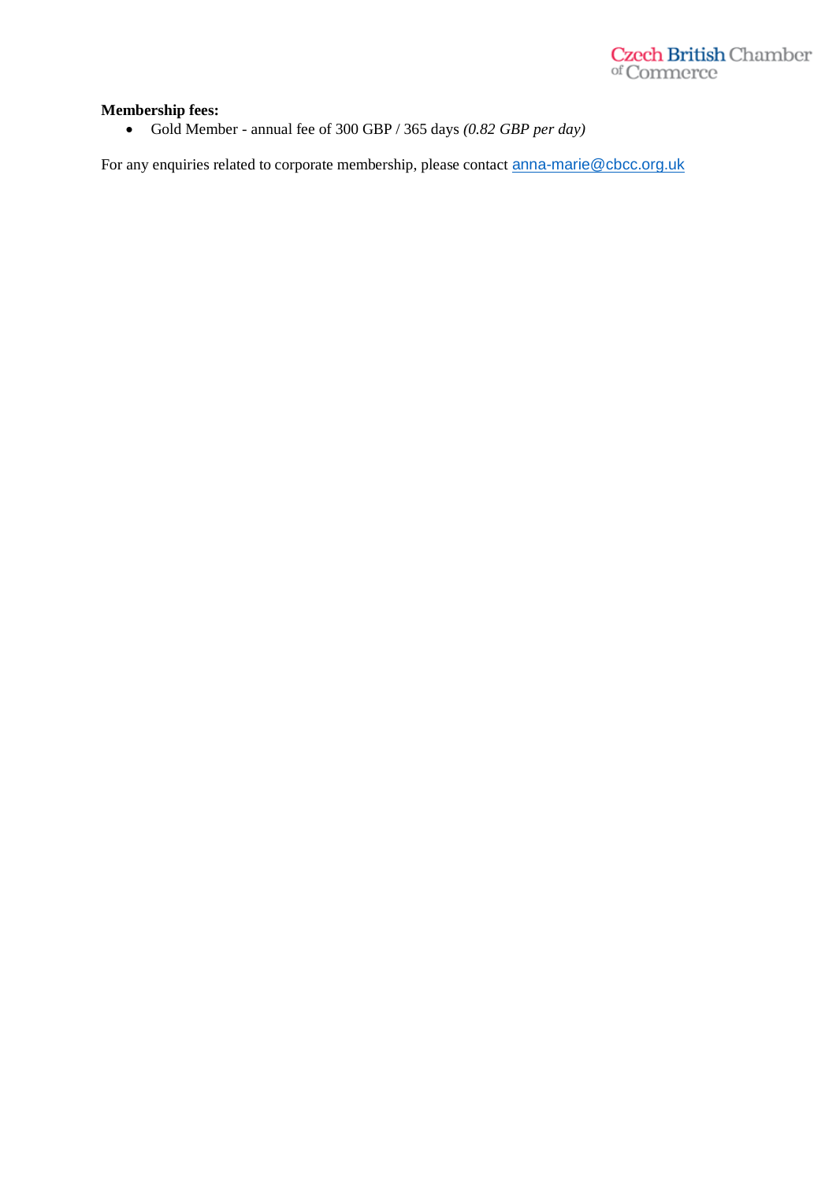**Membership fees:**

- Gold Member - annual fee of 300 GBP / 365 days *(0.82 GBP per day)*

For any enquiries related to corporate membership, please contact anna-marie@cbcc.org.uk